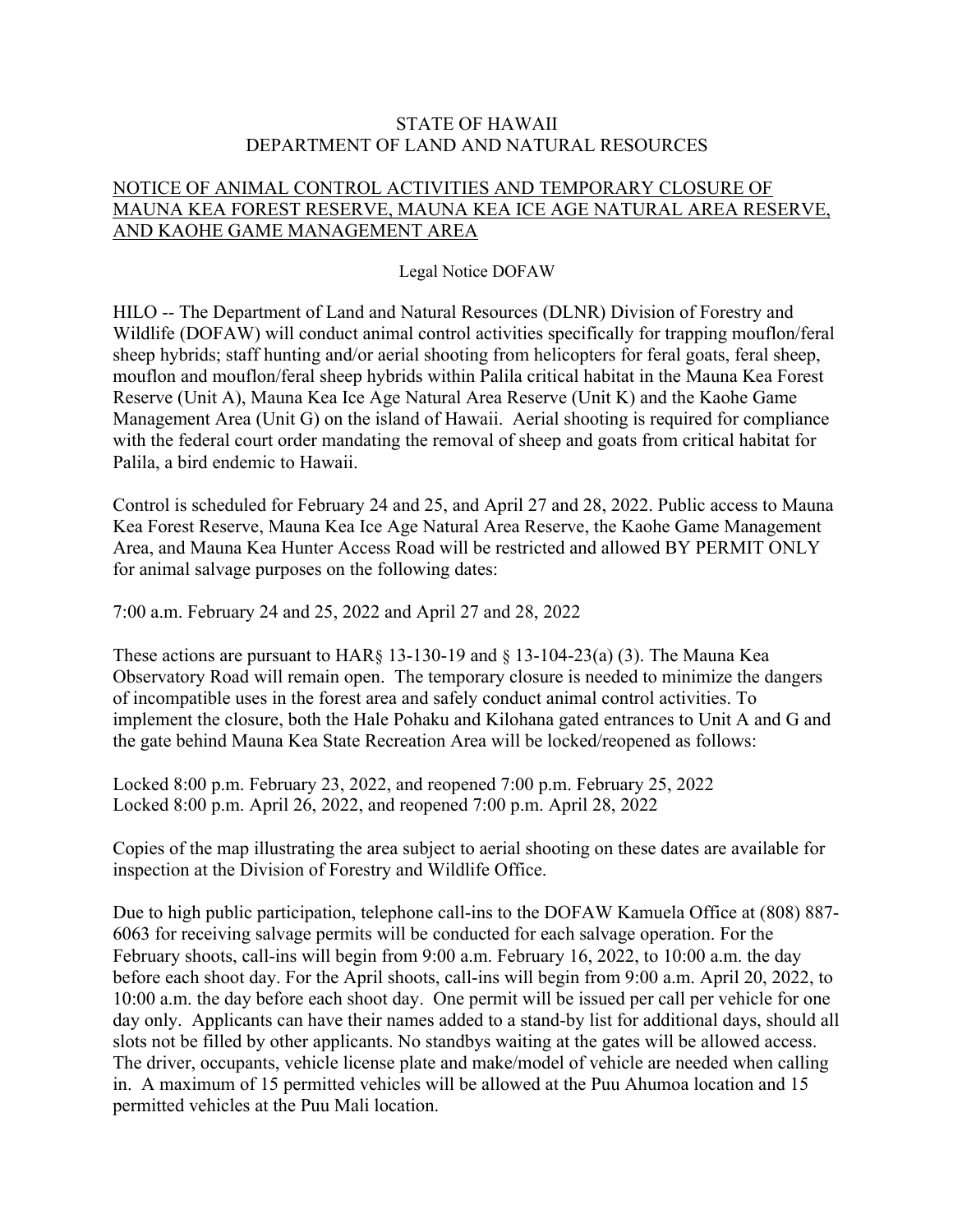STATE OF HAWAII
DEPARTMENT OF LAND AND NATURAL RESOURCES

## NOTICE OF ANIMAL CONTROL ACTIVITIES AND TEMPORARY CLOSURE OF MAUNA KEA FOREST RESERVE, MAUNA KEA ICE AGE NATURAL AREA RESERVE, AND KAOHE GAME MANAGEMENT AREA

Legal Notice DOFAW

HILO -- The Department of Land and Natural Resources (DLNR) Division of Forestry and Wildlife (DOFAW) will conduct animal control activities specifically for trapping mouflon/feral sheep hybrids; staff hunting and/or aerial shooting from helicopters for feral goats, feral sheep, mouflon and mouflon/feral sheep hybrids within Palila critical habitat in the Mauna Kea Forest Reserve (Unit A), Mauna Kea Ice Age Natural Area Reserve (Unit K) and the Kaohe Game Management Area (Unit G) on the island of Hawaii. Aerial shooting is required for compliance with the federal court order mandating the removal of sheep and goats from critical habitat for Palila, a bird endemic to Hawaii.

Control is scheduled for February 24 and 25, and April 27 and 28, 2022. Public access to Mauna Kea Forest Reserve, Mauna Kea Ice Age Natural Area Reserve, the Kaohe Game Management Area, and Mauna Kea Hunter Access Road will be restricted and allowed BY PERMIT ONLY for animal salvage purposes on the following dates:

7:00 a.m. February 24 and 25, 2022 and April 27 and 28, 2022

These actions are pursuant to HAR§ 13-130-19 and § 13-104-23(a) (3). The Mauna Kea Observatory Road will remain open. The temporary closure is needed to minimize the dangers of incompatible uses in the forest area and safely conduct animal control activities. To implement the closure, both the Hale Pohaku and Kilohana gated entrances to Unit A and G and the gate behind Mauna Kea State Recreation Area will be locked/reopened as follows:

Locked 8:00 p.m. February 23, 2022, and reopened 7:00 p.m. February 25, 2022
Locked 8:00 p.m. April 26, 2022, and reopened 7:00 p.m. April 28, 2022

Copies of the map illustrating the area subject to aerial shooting on these dates are available for inspection at the Division of Forestry and Wildlife Office.

Due to high public participation, telephone call-ins to the DOFAW Kamuela Office at (808) 887-6063 for receiving salvage permits will be conducted for each salvage operation. For the February shoots, call-ins will begin from 9:00 a.m. February 16, 2022, to 10:00 a.m. the day before each shoot day. For the April shoots, call-ins will begin from 9:00 a.m. April 20, 2022, to 10:00 a.m. the day before each shoot day. One permit will be issued per call per vehicle for one day only. Applicants can have their names added to a stand-by list for additional days, should all slots not be filled by other applicants. No standbys waiting at the gates will be allowed access. The driver, occupants, vehicle license plate and make/model of vehicle are needed when calling in. A maximum of 15 permitted vehicles will be allowed at the Puu Ahumoa location and 15 permitted vehicles at the Puu Mali location.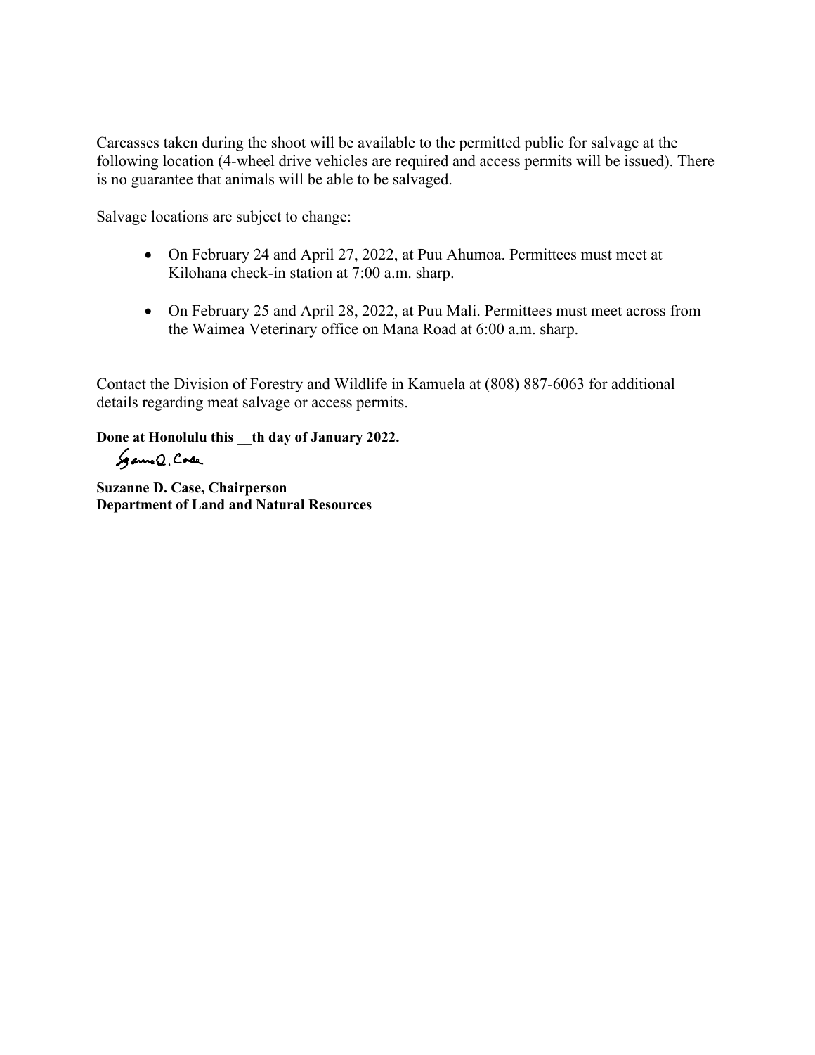Carcasses taken during the shoot will be available to the permitted public for salvage at the following location (4-wheel drive vehicles are required and access permits will be issued). There is no guarantee that animals will be able to be salvaged.

Salvage locations are subject to change:

- On February 24 and April 27, 2022, at Puu Ahumoa. Permittees must meet at Kilohana check-in station at 7:00 a.m. sharp.

- On February 25 and April 28, 2022, at Puu Mali. Permittees must meet across from the Waimea Veterinary office on Mana Road at 6:00 a.m. sharp.

Contact the Division of Forestry and Wildlife in Kamuela at (808) 887-6063 for additional details regarding meat salvage or access permits.

**Done at Honolulu this __th day of January 2022.**

**Suzanne D. Case, Chairperson**
**Department of Land and Natural Resources**